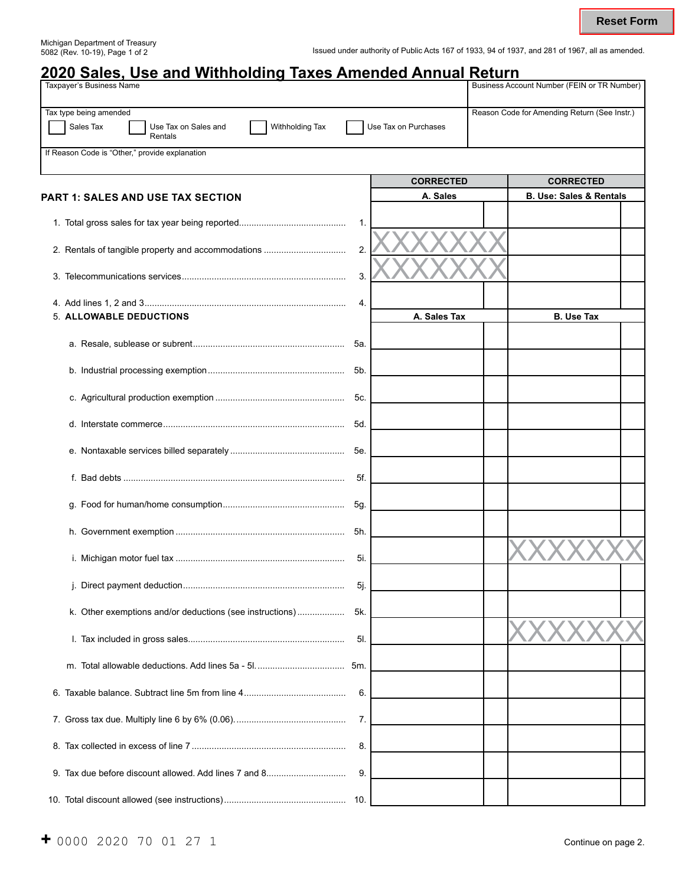Michigan Department of Treasury
5082 (Rev. 10-19), Page 1 of 2

Issued under authority of Public Acts 167 of 1933, 94 of 1937, and 281 of 1967, all as amended.

# 2020 Sales, Use and Withholding Taxes Amended Annual Return

| Taxpayer's Business Name | Business Account Number (FEIN or TR Number) |
|---|---|
| | |

| Tax type being amended | Reason Code for Amending Return (See Instr.) |
|---|---|
| ☐ Sales Tax ☐ Use Tax on Sales and Rentals ☐ Withholding Tax ☐ Use Tax on Purchases | |

If Reason Code is "Other," provide explanation

## PART 1: SALES AND USE TAX SECTION

| | Line | CORRECTED A. Sales | CORRECTED B. Use: Sales & Rentals |
|---|---|---|---|
| 1. Total gross sales for tax year being reported | 1. | | |
| 2. Rentals of tangible property and accommodations | 2. | XXXXXXX | |
| 3. Telecommunications services | 3. | XXXXXXX | |
| 4. Add lines 1, 2 and 3 | 4. | | |

| 5. ALLOWABLE DEDUCTIONS | Line | A. Sales Tax | B. Use Tax |
|---|---|---|---|
| a. Resale, sublease or subrent | 5a. | | |
| b. Industrial processing exemption | 5b. | | |
| c. Agricultural production exemption | 5c. | | |
| d. Interstate commerce | 5d. | | |
| e. Nontaxable services billed separately | 5e. | | |
| f. Bad debts | 5f. | | |
| g. Food for human/home consumption | 5g. | | |
| h. Government exemption | 5h. | | |
| i. Michigan motor fuel tax | 5i. | | XXXXXXX |
| j. Direct payment deduction | 5j. | | |
| k. Other exemptions and/or deductions (see instructions) | 5k. | | |
| l. Tax included in gross sales | 5l. | | XXXXXXX |
| m. Total allowable deductions. Add lines 5a - 5l. | 5m. | | |
| 6. Taxable balance. Subtract line 5m from line 4 | 6. | | |
| 7. Gross tax due. Multiply line 6 by 6% (0.06). | 7. | | |
| 8. Tax collected in excess of line 7 | 8. | | |
| 9. Tax due before discount allowed. Add lines 7 and 8 | 9. | | |
| 10. Total discount allowed (see instructions) | 10. | | |

+ 0000 2020 70 01 27 1

Continue on page 2.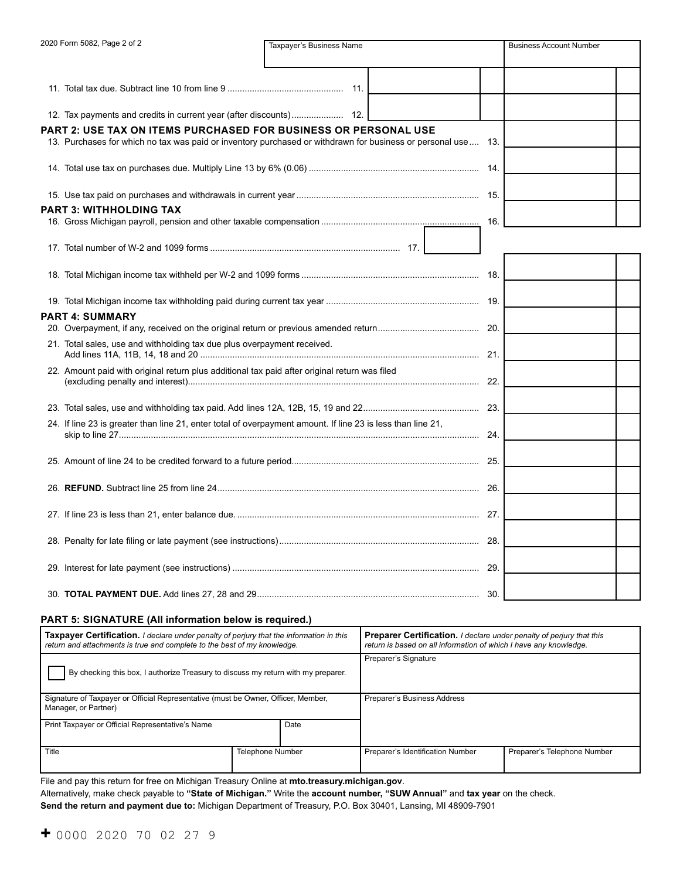2020 Form 5082, Page 2 of 2

| Taxpayer's Business Name | Business Account Number |
|---|---|
| | |

11. Total tax due. Subtract line 10 from line 9 .............................................. 11.

12. Tax payments and credits in current year (after discounts).................... 12.

## PART 2: USE TAX ON ITEMS PURCHASED FOR BUSINESS OR PERSONAL USE

13. Purchases for which no tax was paid or inventory purchased or withdrawn for business or personal use.... 13.

14. Total use tax on purchases due. Multiply Line 13 by 6% (0.06) .................................................................... 14.

15. Use tax paid on purchases and withdrawals in current year ........................................................................ 15.

## PART 3: WITHHOLDING TAX

16. Gross Michigan payroll, pension and other taxable compensation ............................................................... 16.

17. Total number of W-2 and 1099 forms ........................................................................... 17.

18. Total Michigan income tax withheld per W-2 and 1099 forms ....................................................................... 18.

19. Total Michigan income tax withholding paid during current tax year ............................................................. 19.

## PART 4: SUMMARY

20. Overpayment, if any, received on the original return or previous amended return........................................ 20.

21. Total sales, use and withholding tax due plus overpayment received. Add lines 11A, 11B, 14, 18 and 20 ............................................................................................................... 21.

22. Amount paid with original return plus additional tax paid after original return was filed (excluding penalty and interest)..................................................................................................................... 22.

23. Total sales, use and withholding tax paid. Add lines 12A, 12B, 15, 19 and 22.............................................. 23.

24. If line 23 is greater than line 21, enter total of overpayment amount. If line 23 is less than line 21, skip to line 27............................................................................................................................................... 24.

25. Amount of line 24 to be credited forward to a future period........................................................................... 25.

26. **REFUND.** Subtract line 25 from line 24......................................................................................................... 26.

27. If line 23 is less than 21, enter balance due. ................................................................................................. 27.

28. Penalty for late filing or late payment (see instructions)................................................................................ 28.

29. Interest for late payment (see instructions) ................................................................................................... 29.

30. **TOTAL PAYMENT DUE.** Add lines 27, 28 and 29......................................................................................... 30.

## PART 5: SIGNATURE (All information below is required.)

| **Taxpayer Certification.** *I declare under penalty of perjury that the information in this return and attachments is true and complete to the best of my knowledge.* | | **Preparer Certification.** *I declare under penalty of perjury that this return is based on all information of which I have any knowledge.* | |
|---|---|---|---|
| ☐ By checking this box, I authorize Treasury to discuss my return with my preparer. | | Preparer's Signature | |
| Signature of Taxpayer or Official Representative (must be Owner, Officer, Member, Manager, or Partner) | | Preparer's Business Address | |
| Print Taxpayer or Official Representative's Name | Date | | |
| Title | Telephone Number | Preparer's Identification Number | Preparer's Telephone Number |

File and pay this return for free on Michigan Treasury Online at **mto.treasury.michigan.gov**.

Alternatively, make check payable to **"State of Michigan."** Write the **account number, "SUW Annual"** and **tax year** on the check.

**Send the return and payment due to:** Michigan Department of Treasury, P.O. Box 30401, Lansing, MI 48909-7901

+ 0000 2020 70 02 27 9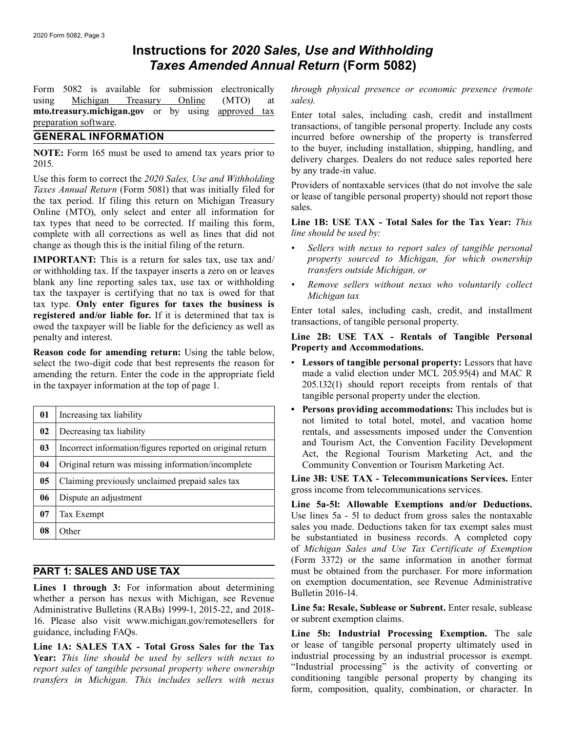# Instructions for *2020 Sales, Use and Withholding Taxes Amended Annual Return* (Form 5082)

Form 5082 is available for submission electronically using Michigan Treasury Online (MTO) at **mto.treasury.michigan.gov** or by using approved tax preparation software.

## GENERAL INFORMATION

**NOTE:** Form 165 must be used to amend tax years prior to 2015.

Use this form to correct the *2020 Sales, Use and Withholding Taxes Annual Return* (Form 5081) that was initially filed for the tax period. If filing this return on Michigan Treasury Online (MTO), only select and enter all information for tax types that need to be corrected. If mailing this form, complete with all corrections as well as lines that did not change as though this is the initial filing of the return.

**IMPORTANT:** This is a return for sales tax, use tax and/or withholding tax. If the taxpayer inserts a zero on or leaves blank any line reporting sales tax, use tax or withholding tax the taxpayer is certifying that no tax is owed for that tax type. **Only enter figures for taxes the business is registered and/or liable for.** If it is determined that tax is owed the taxpayer will be liable for the deficiency as well as penalty and interest.

**Reason code for amending return:** Using the table below, select the two-digit code that best represents the reason for amending the return. Enter the code in the appropriate field in the taxpayer information at the top of page 1.

| Code | Reason |
|---|---|
| **01** | Increasing tax liability |
| **02** | Decreasing tax liability |
| **03** | Incorrect information/figures reported on original return |
| **04** | Original return was missing information/incomplete |
| **05** | Claiming previously unclaimed prepaid sales tax |
| **06** | Dispute an adjustment |
| **07** | Tax Exempt |
| **08** | Other |

## PART 1: SALES AND USE TAX

**Lines 1 through 3:** For information about determining whether a person has nexus with Michigan, see Revenue Administrative Bulletins (RABs) 1999-1, 2015-22, and 2018-16. Please also visit www.michigan.gov/remotesellers for guidance, including FAQs.

**Line 1A: SALES TAX - Total Gross Sales for the Tax Year:** *This line should be used by sellers with nexus to report sales of tangible personal property where ownership transfers in Michigan. This includes sellers with nexus through physical presence or economic presence (remote sales).*

Enter total sales, including cash, credit and installment transactions, of tangible personal property. Include any costs incurred before ownership of the property is transferred to the buyer, including installation, shipping, handling, and delivery charges. Dealers do not reduce sales reported here by any trade-in value.

Providers of nontaxable services (that do not involve the sale or lease of tangible personal property) should not report those sales.

**Line 1B: USE TAX - Total Sales for the Tax Year:** *This line should be used by:*

- *Sellers with nexus to report sales of tangible personal property sourced to Michigan, for which ownership transfers outside Michigan, or*
- *Remove sellers without nexus who voluntarily collect Michigan tax*

Enter total sales, including cash, credit, and installment transactions, of tangible personal property.

**Line 2B: USE TAX - Rentals of Tangible Personal Property and Accommodations.**

- **Lessors of tangible personal property:** Lessors that have made a valid election under MCL 205.95(4) and MAC R 205.132(1) should report receipts from rentals of that tangible personal property under the election.
- **Persons providing accommodations:** This includes but is not limited to total hotel, motel, and vacation home rentals, and assessments imposed under the Convention and Tourism Act, the Convention Facility Development Act, the Regional Tourism Marketing Act, and the Community Convention or Tourism Marketing Act.

**Line 3B: USE TAX - Telecommunications Services.** Enter gross income from telecommunications services.

**Line 5a-5l: Allowable Exemptions and/or Deductions.** Use lines 5a - 5l to deduct from gross sales the nontaxable sales you made. Deductions taken for tax exempt sales must be substantiated in business records. A completed copy of *Michigan Sales and Use Tax Certificate of Exemption* (Form 3372) or the same information in another format must be obtained from the purchaser. For more information on exemption documentation, see Revenue Administrative Bulletin 2016-14.

**Line 5a: Resale, Sublease or Subrent.** Enter resale, sublease or subrent exemption claims.

**Line 5b: Industrial Processing Exemption.** The sale or lease of tangible personal property ultimately used in industrial processing by an industrial processor is exempt. "Industrial processing" is the activity of converting or conditioning tangible personal property by changing its form, composition, quality, combination, or character. In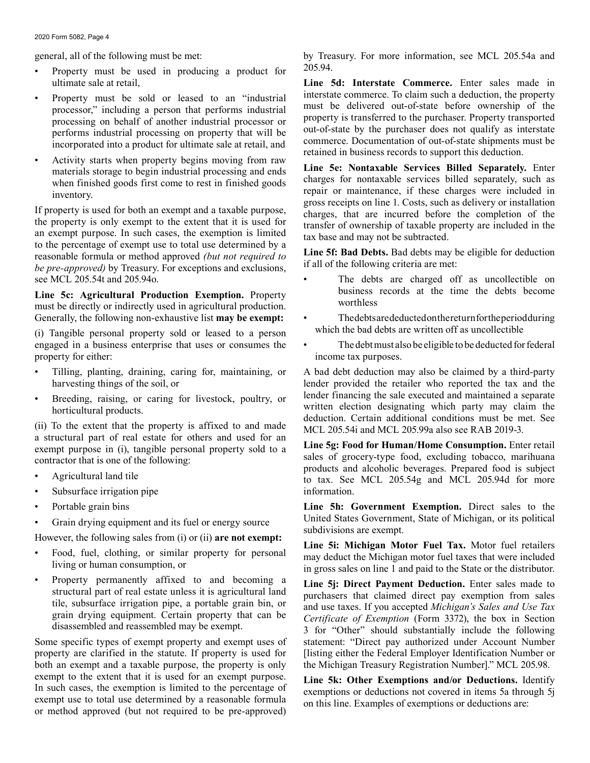general, all of the following must be met:

- Property must be used in producing a product for ultimate sale at retail,
- Property must be sold or leased to an "industrial processor," including a person that performs industrial processing on behalf of another industrial processor or performs industrial processing on property that will be incorporated into a product for ultimate sale at retail, and
- Activity starts when property begins moving from raw materials storage to begin industrial processing and ends when finished goods first come to rest in finished goods inventory.

If property is used for both an exempt and a taxable purpose, the property is only exempt to the extent that it is used for an exempt purpose. In such cases, the exemption is limited to the percentage of exempt use to total use determined by a reasonable formula or method approved *(but not required to be pre-approved)* by Treasury. For exceptions and exclusions, see MCL 205.54t and 205.94o.

**Line 5c: Agricultural Production Exemption.** Property must be directly or indirectly used in agricultural production. Generally, the following non-exhaustive list **may be exempt:**

(i) Tangible personal property sold or leased to a person engaged in a business enterprise that uses or consumes the property for either:

- Tilling, planting, draining, caring for, maintaining, or harvesting things of the soil, or
- Breeding, raising, or caring for livestock, poultry, or horticultural products.

(ii) To the extent that the property is affixed to and made a structural part of real estate for others and used for an exempt purpose in (i), tangible personal property sold to a contractor that is one of the following:

- Agricultural land tile
- Subsurface irrigation pipe
- Portable grain bins
- Grain drying equipment and its fuel or energy source

However, the following sales from (i) or (ii) **are not exempt:**

- Food, fuel, clothing, or similar property for personal living or human consumption, or
- Property permanently affixed to and becoming a structural part of real estate unless it is agricultural land tile, subsurface irrigation pipe, a portable grain bin, or grain drying equipment. Certain property that can be disassembled and reassembled may be exempt.

Some specific types of exempt property and exempt uses of property are clarified in the statute. If property is used for both an exempt and a taxable purpose, the property is only exempt to the extent that it is used for an exempt purpose. In such cases, the exemption is limited to the percentage of exempt use to total use determined by a reasonable formula or method approved (but not required to be pre-approved) by Treasury. For more information, see MCL 205.54a and 205.94.

**Line 5d: Interstate Commerce.** Enter sales made in interstate commerce. To claim such a deduction, the property must be delivered out-of-state before ownership of the property is transferred to the purchaser. Property transported out-of-state by the purchaser does not qualify as interstate commerce. Documentation of out-of-state shipments must be retained in business records to support this deduction.

**Line 5e: Nontaxable Services Billed Separately.** Enter charges for nontaxable services billed separately, such as repair or maintenance, if these charges were included in gross receipts on line 1. Costs, such as delivery or installation charges, that are incurred before the completion of the transfer of ownership of taxable property are included in the tax base and may not be subtracted.

**Line 5f: Bad Debts.** Bad debts may be eligible for deduction if all of the following criteria are met:

- The debts are charged off as uncollectible on business records at the time the debts become worthless
- The debts are deducted on the return for the period during which the bad debts are written off as uncollectible
- The debt must also be eligible to be deducted for federal income tax purposes.

A bad debt deduction may also be claimed by a third-party lender provided the retailer who reported the tax and the lender financing the sale executed and maintained a separate written election designating which party may claim the deduction. Certain additional conditions must be met. See MCL 205.54i and MCL 205.99a also see RAB 2019-3.

**Line 5g: Food for Human/Home Consumption.** Enter retail sales of grocery-type food, excluding tobacco, marihuana products and alcoholic beverages. Prepared food is subject to tax. See MCL 205.54g and MCL 205.94d for more information.

**Line 5h: Government Exemption.** Direct sales to the United States Government, State of Michigan, or its political subdivisions are exempt.

**Line 5i: Michigan Motor Fuel Tax.** Motor fuel retailers may deduct the Michigan motor fuel taxes that were included in gross sales on line 1 and paid to the State or the distributor.

**Line 5j: Direct Payment Deduction.** Enter sales made to purchasers that claimed direct pay exemption from sales and use taxes. If you accepted *Michigan's Sales and Use Tax Certificate of Exemption* (Form 3372), the box in Section 3 for "Other" should substantially include the following statement: "Direct pay authorized under Account Number [listing either the Federal Employer Identification Number or the Michigan Treasury Registration Number]." MCL 205.98.

**Line 5k: Other Exemptions and/or Deductions.** Identify exemptions or deductions not covered in items 5a through 5j on this line. Examples of exemptions or deductions are: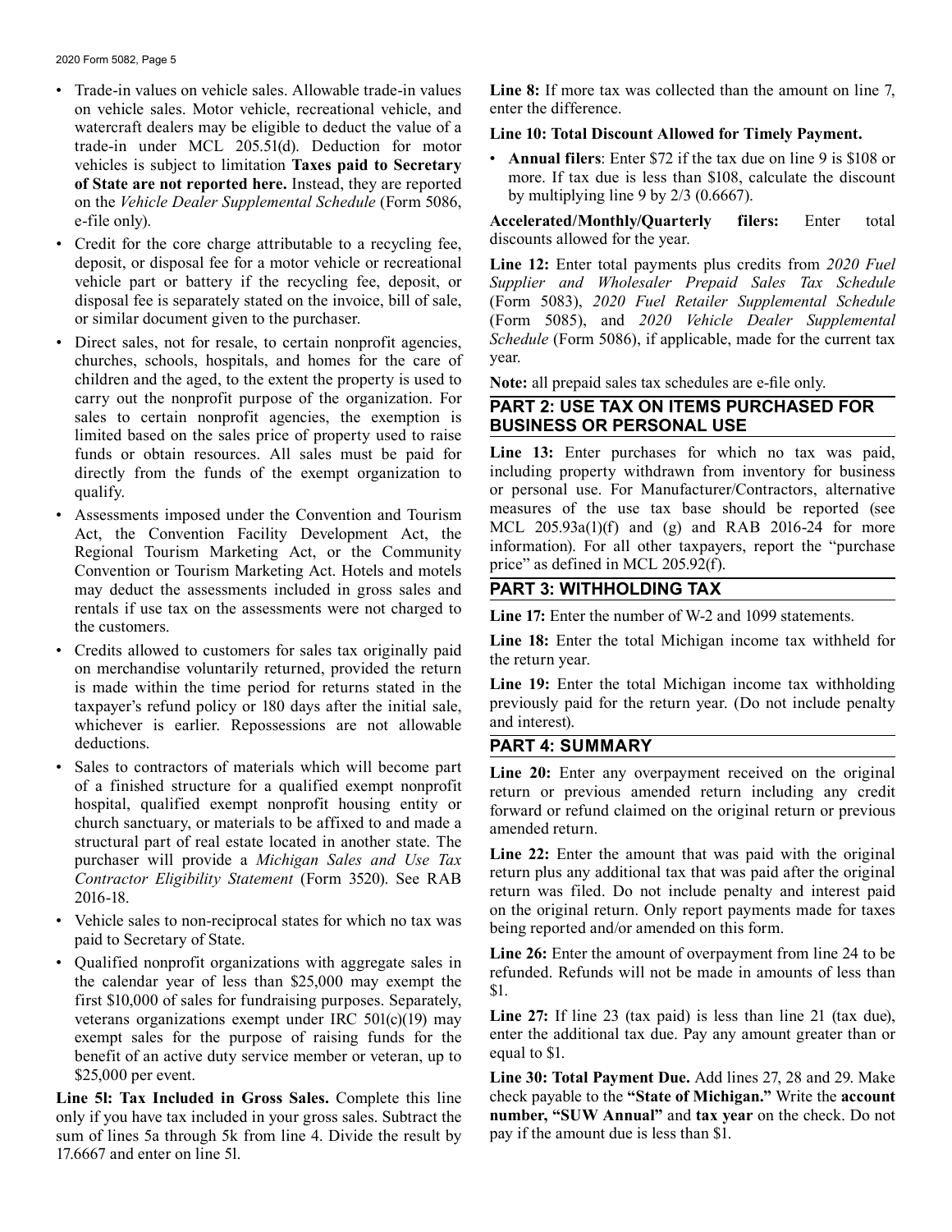- Trade-in values on vehicle sales. Allowable trade-in values on vehicle sales. Motor vehicle, recreational vehicle, and watercraft dealers may be eligible to deduct the value of a trade-in under MCL 205.51(d). Deduction for motor vehicles is subject to limitation **Taxes paid to Secretary of State are not reported here.** Instead, they are reported on the *Vehicle Dealer Supplemental Schedule* (Form 5086, e-file only).
- Credit for the core charge attributable to a recycling fee, deposit, or disposal fee for a motor vehicle or recreational vehicle part or battery if the recycling fee, deposit, or disposal fee is separately stated on the invoice, bill of sale, or similar document given to the purchaser.
- Direct sales, not for resale, to certain nonprofit agencies, churches, schools, hospitals, and homes for the care of children and the aged, to the extent the property is used to carry out the nonprofit purpose of the organization. For sales to certain nonprofit agencies, the exemption is limited based on the sales price of property used to raise funds or obtain resources. All sales must be paid for directly from the funds of the exempt organization to qualify.
- Assessments imposed under the Convention and Tourism Act, the Convention Facility Development Act, the Regional Tourism Marketing Act, or the Community Convention or Tourism Marketing Act. Hotels and motels may deduct the assessments included in gross sales and rentals if use tax on the assessments were not charged to the customers.
- Credits allowed to customers for sales tax originally paid on merchandise voluntarily returned, provided the return is made within the time period for returns stated in the taxpayer's refund policy or 180 days after the initial sale, whichever is earlier. Repossessions are not allowable deductions.
- Sales to contractors of materials which will become part of a finished structure for a qualified exempt nonprofit hospital, qualified exempt nonprofit housing entity or church sanctuary, or materials to be affixed to and made a structural part of real estate located in another state. The purchaser will provide a *Michigan Sales and Use Tax Contractor Eligibility Statement* (Form 3520). See RAB 2016-18.
- Vehicle sales to non-reciprocal states for which no tax was paid to Secretary of State.
- Qualified nonprofit organizations with aggregate sales in the calendar year of less than $25,000 may exempt the first $10,000 of sales for fundraising purposes. Separately, veterans organizations exempt under IRC 501(c)(19) may exempt sales for the purpose of raising funds for the benefit of an active duty service member or veteran, up to $25,000 per event.

**Line 5l: Tax Included in Gross Sales.** Complete this line only if you have tax included in your gross sales. Subtract the sum of lines 5a through 5k from line 4. Divide the result by 17.6667 and enter on line 5l.

**Line 8:** If more tax was collected than the amount on line 7, enter the difference.

**Line 10: Total Discount Allowed for Timely Payment.**

- **Annual filers**: Enter $72 if the tax due on line 9 is $108 or more. If tax due is less than $108, calculate the discount by multiplying line 9 by 2/3 (0.6667).

**Accelerated/Monthly/Quarterly filers:** Enter total discounts allowed for the year.

**Line 12:** Enter total payments plus credits from *2020 Fuel Supplier and Wholesaler Prepaid Sales Tax Schedule* (Form 5083), *2020 Fuel Retailer Supplemental Schedule* (Form 5085), and *2020 Vehicle Dealer Supplemental Schedule* (Form 5086), if applicable, made for the current tax year.

**Note:** all prepaid sales tax schedules are e-file only.

## PART 2: USE TAX ON ITEMS PURCHASED FOR BUSINESS OR PERSONAL USE

**Line 13:** Enter purchases for which no tax was paid, including property withdrawn from inventory for business or personal use. For Manufacturer/Contractors, alternative measures of the use tax base should be reported (see MCL 205.93a(1)(f) and (g) and RAB 2016-24 for more information). For all other taxpayers, report the "purchase price" as defined in MCL 205.92(f).

## PART 3: WITHHOLDING TAX

**Line 17:** Enter the number of W-2 and 1099 statements.

**Line 18:** Enter the total Michigan income tax withheld for the return year.

**Line 19:** Enter the total Michigan income tax withholding previously paid for the return year. (Do not include penalty and interest).

## PART 4: SUMMARY

**Line 20:** Enter any overpayment received on the original return or previous amended return including any credit forward or refund claimed on the original return or previous amended return.

**Line 22:** Enter the amount that was paid with the original return plus any additional tax that was paid after the original return was filed. Do not include penalty and interest paid on the original return. Only report payments made for taxes being reported and/or amended on this form.

**Line 26:** Enter the amount of overpayment from line 24 to be refunded. Refunds will not be made in amounts of less than $1.

**Line 27:** If line 23 (tax paid) is less than line 21 (tax due), enter the additional tax due. Pay any amount greater than or equal to $1.

**Line 30: Total Payment Due.** Add lines 27, 28 and 29. Make check payable to the **"State of Michigan."** Write the **account number, "SUW Annual"** and **tax year** on the check. Do not pay if the amount due is less than $1.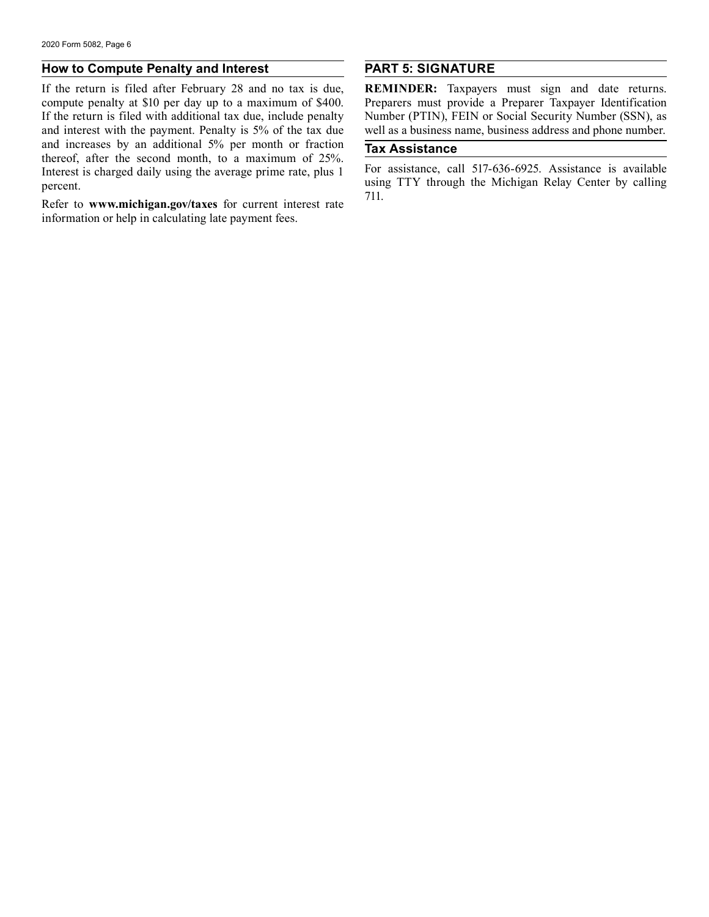## How to Compute Penalty and Interest

If the return is filed after February 28 and no tax is due, compute penalty at $10 per day up to a maximum of $400. If the return is filed with additional tax due, include penalty and interest with the payment. Penalty is 5% of the tax due and increases by an additional 5% per month or fraction thereof, after the second month, to a maximum of 25%. Interest is charged daily using the average prime rate, plus 1 percent.

Refer to **www.michigan.gov/taxes** for current interest rate information or help in calculating late payment fees.

## PART 5: SIGNATURE

**REMINDER:** Taxpayers must sign and date returns. Preparers must provide a Preparer Taxpayer Identification Number (PTIN), FEIN or Social Security Number (SSN), as well as a business name, business address and phone number.

## Tax Assistance

For assistance, call 517-636-6925. Assistance is available using TTY through the Michigan Relay Center by calling 711.